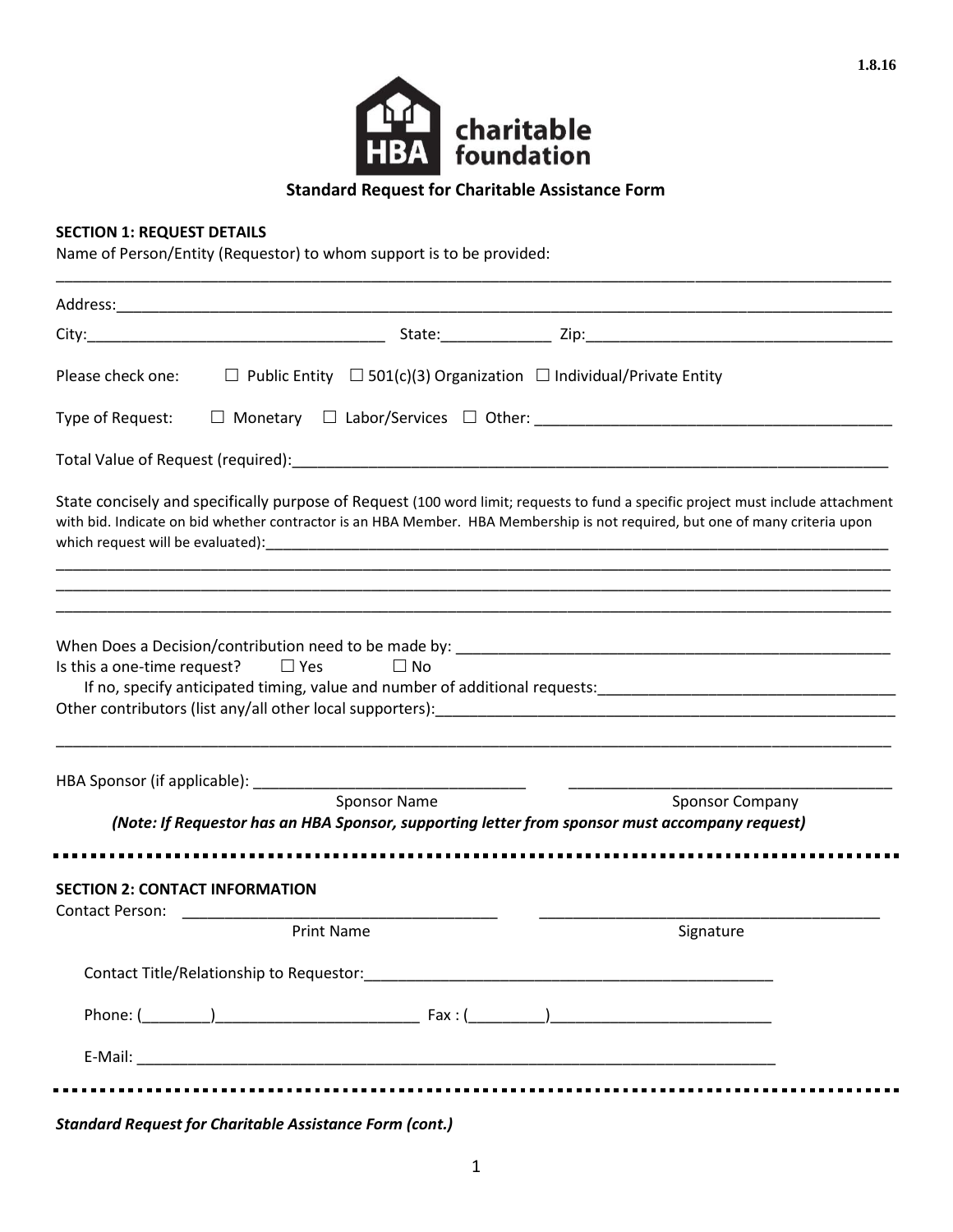1.8.16

**HBA charitable foundation**

## Standard Request for Charitable Assistance Form

**SECTION 1: REQUEST DETAILS**

Name of Person/Entity (Requestor) to whom support is to be provided:

_____________________________________________________________________________________________

Address:______________________________________________________________________________________

City:__________________________________ State:____________ Zip:___________________________________

Please check one: ☐ Public Entity ☐ 501(c)(3) Organization ☐ Individual/Private Entity

Type of Request: ☐ Monetary ☐ Labor/Services ☐ Other: _________________________________________

Total Value of Request (required):______________________________________________________________

State concisely and specifically purpose of Request (100 word limit; requests to fund a specific project must include attachment with bid. Indicate on bid whether contractor is an HBA Member. HBA Membership is not required, but one of many criteria upon which request will be evaluated):______________________________________________________________

_____________________________________________________________________________________________

_____________________________________________________________________________________________

_____________________________________________________________________________________________

When Does a Decision/contribution need to be made by: ___________________________________________

Is this a one-time request? ☐ Yes ☐ No

If no, specify anticipated timing, value and number of additional requests:___________________________

Other contributors (list any/all other local supporters):_____________________________________________

_____________________________________________________________________________________________

HBA Sponsor (if applicable): _______________________________ _____________________________________

Sponsor Name Sponsor Company

***(Note: If Requestor has an HBA Sponsor, supporting letter from sponsor must accompany request)***

---

**SECTION 2: CONTACT INFORMATION**

Contact Person: ____________________________________ ________________________________________

Print Name Signature

Contact Title/Relationship to Requestor:_________________________________________________

Phone: (________)________________________ Fax : (_________)__________________________

E-Mail: __________________________________________________________________________

---

***Standard Request for Charitable Assistance Form (cont.)***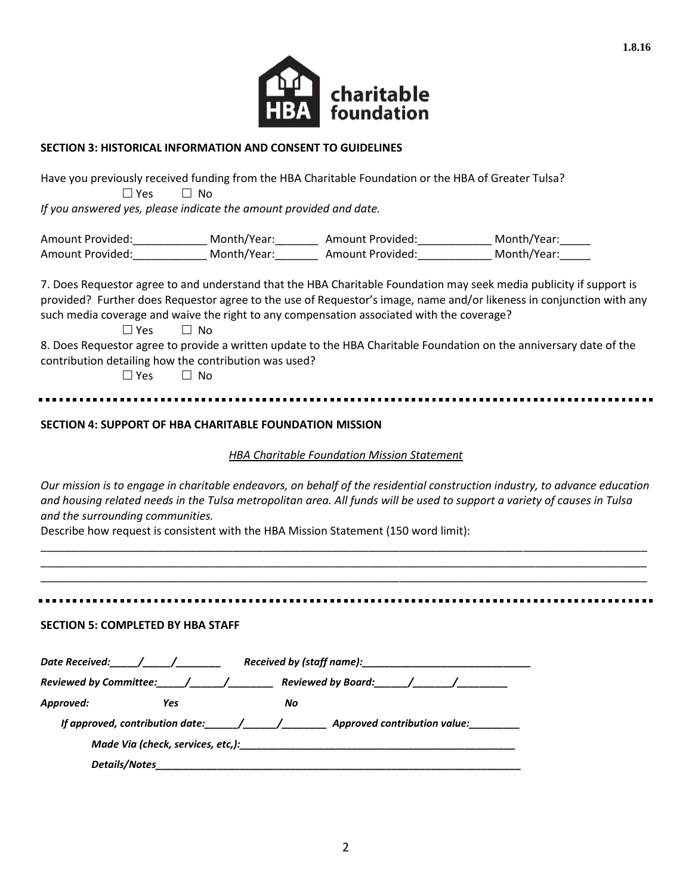## SECTION 3: HISTORICAL INFORMATION AND CONSENT TO GUIDELINES

Have you previously received funding from the HBA Charitable Foundation or the HBA of Greater Tulsa?

☐ Yes ☐ No

*If you answered yes, please indicate the amount provided and date.*

Amount Provided:____________ Month/Year:_______ Amount Provided:____________ Month/Year:_____
Amount Provided:____________ Month/Year:_______ Amount Provided:____________ Month/Year:_____

7. Does Requestor agree to and understand that the HBA Charitable Foundation may seek media publicity if support is provided? Further does Requestor agree to the use of Requestor's image, name and/or likeness in conjunction with any such media coverage and waive the right to any compensation associated with the coverage?

☐ Yes ☐ No

8. Does Requestor agree to provide a written update to the HBA Charitable Foundation on the anniversary date of the contribution detailing how the contribution was used?

☐ Yes ☐ No

## SECTION 4: SUPPORT OF HBA CHARITABLE FOUNDATION MISSION

*HBA Charitable Foundation Mission Statement*

*Our mission is to engage in charitable endeavors, on behalf of the residential construction industry, to advance education and housing related needs in the Tulsa metropolitan area. All funds will be used to support a variety of causes in Tulsa and the surrounding communities.*

Describe how request is consistent with the HBA Mission Statement (150 word limit):

______________________________________________________________________________________________
______________________________________________________________________________________________
______________________________________________________________________________________________

## SECTION 5: COMPLETED BY HBA STAFF

***Date Received:_____/_____/________ Received by (staff name):_____________________________***

***Reviewed by Committee:_____/______/________ Reviewed by Board:______/_______/_________***

***Approved: Yes No***

***If approved, contribution date:______/______/________ Approved contribution value:_________***

***Made Via (check, services, etc,):_________________________________________________***

***Details/Notes__________________________________________________________________***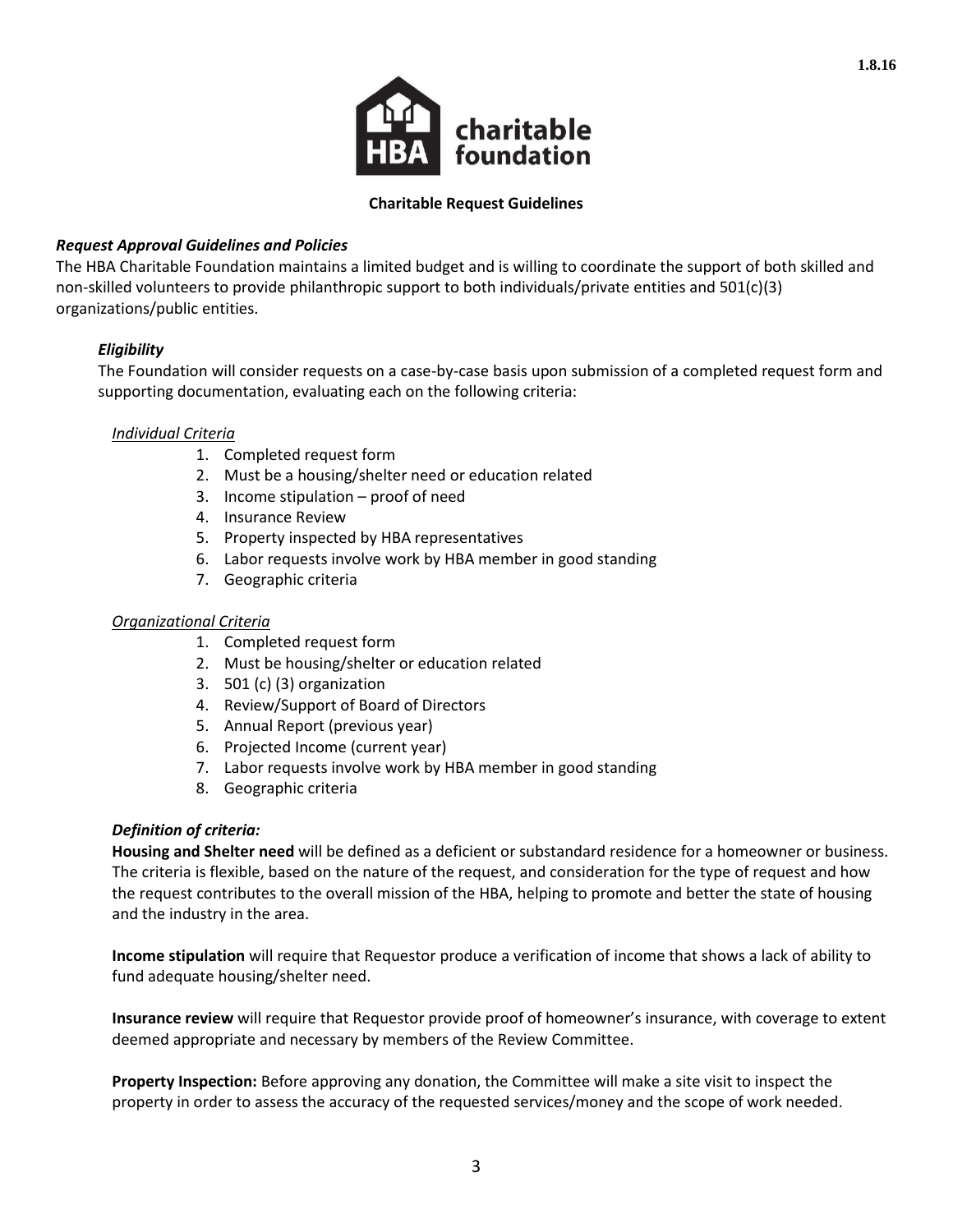# Charitable Request Guidelines

### *Request Approval Guidelines and Policies*

The HBA Charitable Foundation maintains a limited budget and is willing to coordinate the support of both skilled and non-skilled volunteers to provide philanthropic support to both individuals/private entities and 501(c)(3) organizations/public entities.

#### *Eligibility*

The Foundation will consider requests on a case-by-case basis upon submission of a completed request form and supporting documentation, evaluating each on the following criteria:

*Individual Criteria*

1. Completed request form
2. Must be a housing/shelter need or education related
3. Income stipulation – proof of need
4. Insurance Review
5. Property inspected by HBA representatives
6. Labor requests involve work by HBA member in good standing
7. Geographic criteria

*Organizational Criteria*

1. Completed request form
2. Must be housing/shelter or education related
3. 501 (c) (3) organization
4. Review/Support of Board of Directors
5. Annual Report (previous year)
6. Projected Income (current year)
7. Labor requests involve work by HBA member in good standing
8. Geographic criteria

#### *Definition of criteria:*

**Housing and Shelter need** will be defined as a deficient or substandard residence for a homeowner or business. The criteria is flexible, based on the nature of the request, and consideration for the type of request and how the request contributes to the overall mission of the HBA, helping to promote and better the state of housing and the industry in the area.

**Income stipulation** will require that Requestor produce a verification of income that shows a lack of ability to fund adequate housing/shelter need.

**Insurance review** will require that Requestor provide proof of homeowner's insurance, with coverage to extent deemed appropriate and necessary by members of the Review Committee.

**Property Inspection:** Before approving any donation, the Committee will make a site visit to inspect the property in order to assess the accuracy of the requested services/money and the scope of work needed.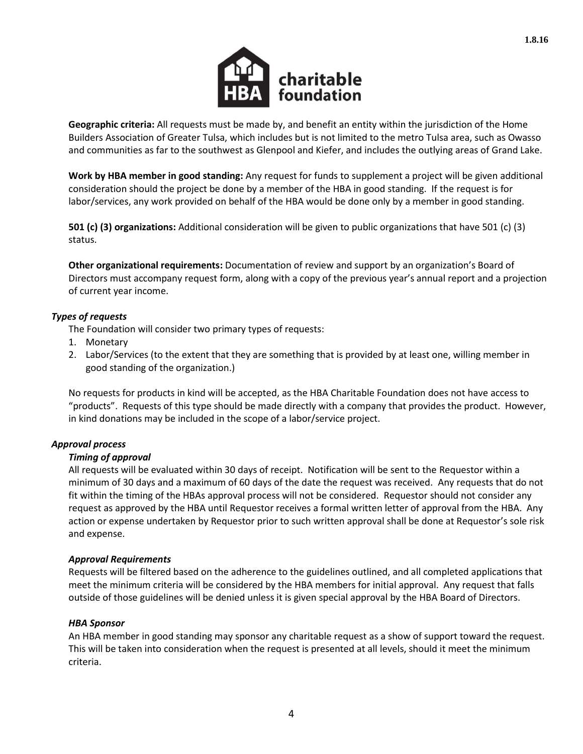**Geographic criteria:** All requests must be made by, and benefit an entity within the jurisdiction of the Home Builders Association of Greater Tulsa, which includes but is not limited to the metro Tulsa area, such as Owasso and communities as far to the southwest as Glenpool and Kiefer, and includes the outlying areas of Grand Lake.

**Work by HBA member in good standing:** Any request for funds to supplement a project will be given additional consideration should the project be done by a member of the HBA in good standing. If the request is for labor/services, any work provided on behalf of the HBA would be done only by a member in good standing.

**501 (c) (3) organizations:** Additional consideration will be given to public organizations that have 501 (c) (3) status.

**Other organizational requirements:** Documentation of review and support by an organization's Board of Directors must accompany request form, along with a copy of the previous year's annual report and a projection of current year income.

***Types of requests***

The Foundation will consider two primary types of requests:

1. Monetary
2. Labor/Services (to the extent that they are something that is provided by at least one, willing member in good standing of the organization.)

No requests for products in kind will be accepted, as the HBA Charitable Foundation does not have access to "products". Requests of this type should be made directly with a company that provides the product. However, in kind donations may be included in the scope of a labor/service project.

***Approval process***

***Timing of approval***

All requests will be evaluated within 30 days of receipt. Notification will be sent to the Requestor within a minimum of 30 days and a maximum of 60 days of the date the request was received. Any requests that do not fit within the timing of the HBAs approval process will not be considered. Requestor should not consider any request as approved by the HBA until Requestor receives a formal written letter of approval from the HBA. Any action or expense undertaken by Requestor prior to such written approval shall be done at Requestor's sole risk and expense.

***Approval Requirements***

Requests will be filtered based on the adherence to the guidelines outlined, and all completed applications that meet the minimum criteria will be considered by the HBA members for initial approval. Any request that falls outside of those guidelines will be denied unless it is given special approval by the HBA Board of Directors.

***HBA Sponsor***

An HBA member in good standing may sponsor any charitable request as a show of support toward the request. This will be taken into consideration when the request is presented at all levels, should it meet the minimum criteria.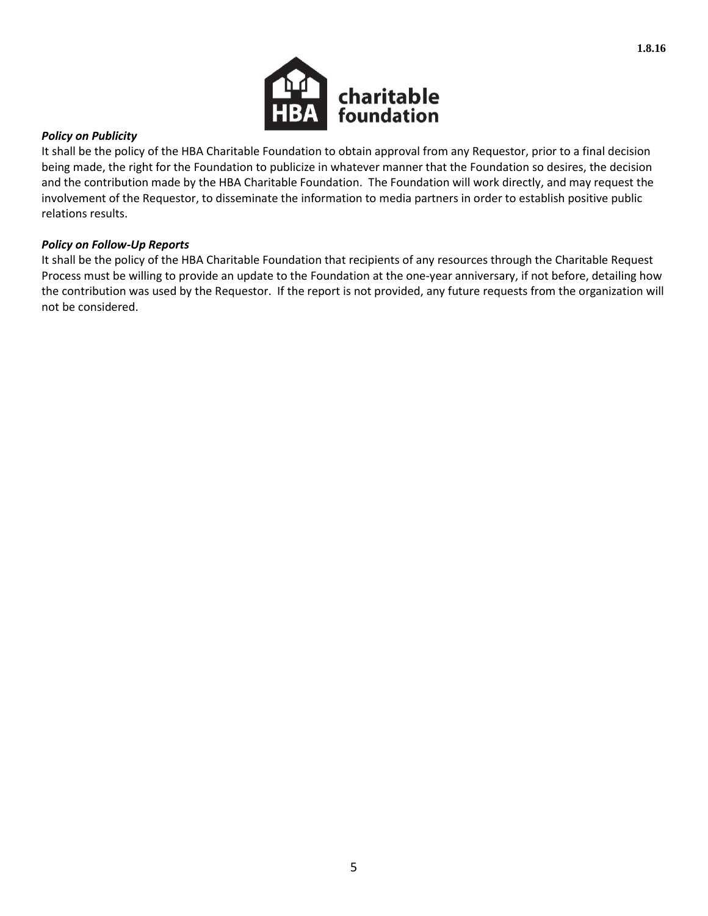### *Policy on Publicity*

It shall be the policy of the HBA Charitable Foundation to obtain approval from any Requestor, prior to a final decision being made, the right for the Foundation to publicize in whatever manner that the Foundation so desires, the decision and the contribution made by the HBA Charitable Foundation. The Foundation will work directly, and may request the involvement of the Requestor, to disseminate the information to media partners in order to establish positive public relations results.

### *Policy on Follow-Up Reports*

It shall be the policy of the HBA Charitable Foundation that recipients of any resources through the Charitable Request Process must be willing to provide an update to the Foundation at the one-year anniversary, if not before, detailing how the contribution was used by the Requestor. If the report is not provided, any future requests from the organization will not be considered.